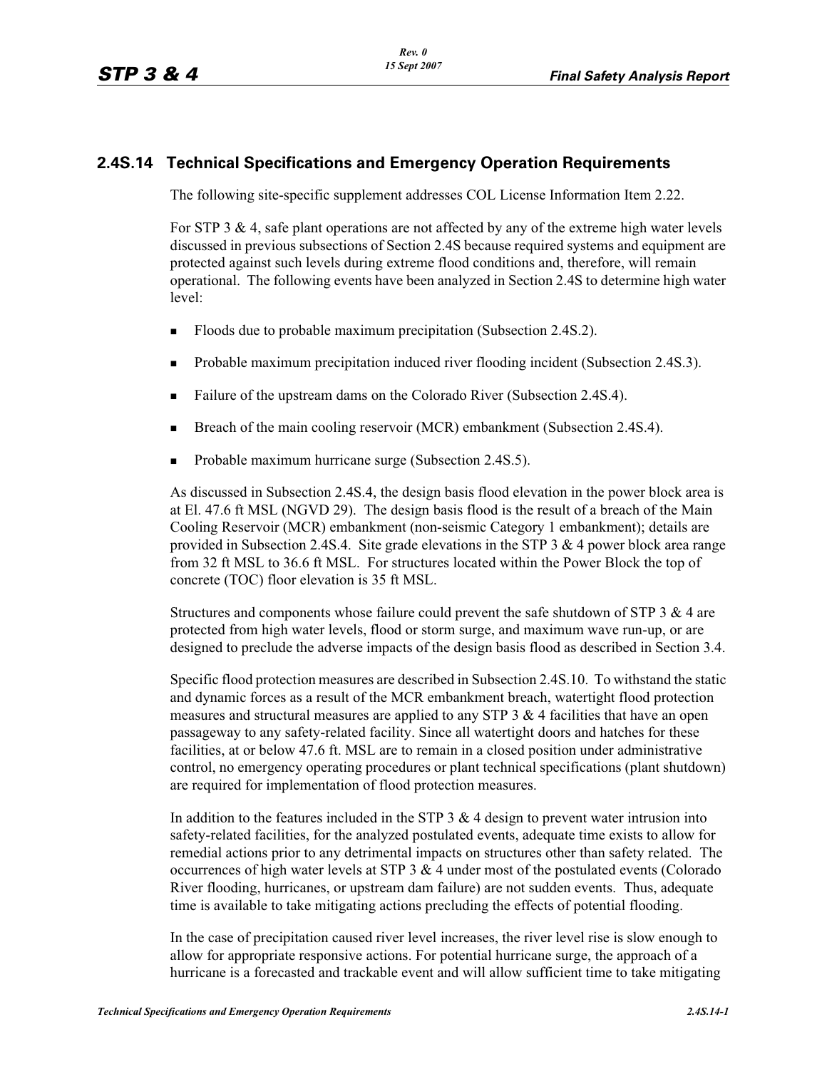## 2.4S.14 Technical Specifications and Emergency Operation Requirements

The following site-specific supplement addresses COL License Information Item 2.22.

For STP 3 & 4, safe plant operations are not affected by any of the extreme high water levels discussed in previous subsections of Section 2.4S because required systems and equipment are protected against such levels during extreme flood conditions and, therefore, will remain operational. The following events have been analyzed in Section 2.4S to determine high water level:

- Floods due to probable maximum precipitation (Subsection 2.4S.2).
- Probable maximum precipitation induced river flooding incident (Subsection 2.4S.3).
- Failure of the upstream dams on the Colorado River (Subsection 2.4S.4).
- Breach of the main cooling reservoir (MCR) embankment (Subsection 2.4S.4).
- Probable maximum hurricane surge (Subsection 2.4S.5).

As discussed in Subsection 2.4S.4, the design basis flood elevation in the power block area is at El. 47.6 ft MSL (NGVD 29). The design basis flood is the result of a breach of the Main Cooling Reservoir (MCR) embankment (non-seismic Category 1 embankment); details are provided in Subsection 2.4S.4. Site grade elevations in the STP 3 & 4 power block area range from 32 ft MSL to 36.6 ft MSL. For structures located within the Power Block the top of concrete (TOC) floor elevation is 35 ft MSL.

Structures and components whose failure could prevent the safe shutdown of STP 3 & 4 are protected from high water levels, flood or storm surge, and maximum wave run-up, or are designed to preclude the adverse impacts of the design basis flood as described in Section 3.4.

Specific flood protection measures are described in Subsection 2.4S.10. To withstand the static and dynamic forces as a result of the MCR embankment breach, watertight flood protection measures and structural measures are applied to any STP 3 & 4 facilities that have an open passageway to any safety-related facility. Since all watertight doors and hatches for these facilities, at or below 47.6 ft. MSL are to remain in a closed position under administrative control, no emergency operating procedures or plant technical specifications (plant shutdown) are required for implementation of flood protection measures.

In addition to the features included in the STP 3 & 4 design to prevent water intrusion into safety-related facilities, for the analyzed postulated events, adequate time exists to allow for remedial actions prior to any detrimental impacts on structures other than safety related. The occurrences of high water levels at STP 3 & 4 under most of the postulated events (Colorado River flooding, hurricanes, or upstream dam failure) are not sudden events. Thus, adequate time is available to take mitigating actions precluding the effects of potential flooding.

In the case of precipitation caused river level increases, the river level rise is slow enough to allow for appropriate responsive actions. For potential hurricane surge, the approach of a hurricane is a forecasted and trackable event and will allow sufficient time to take mitigating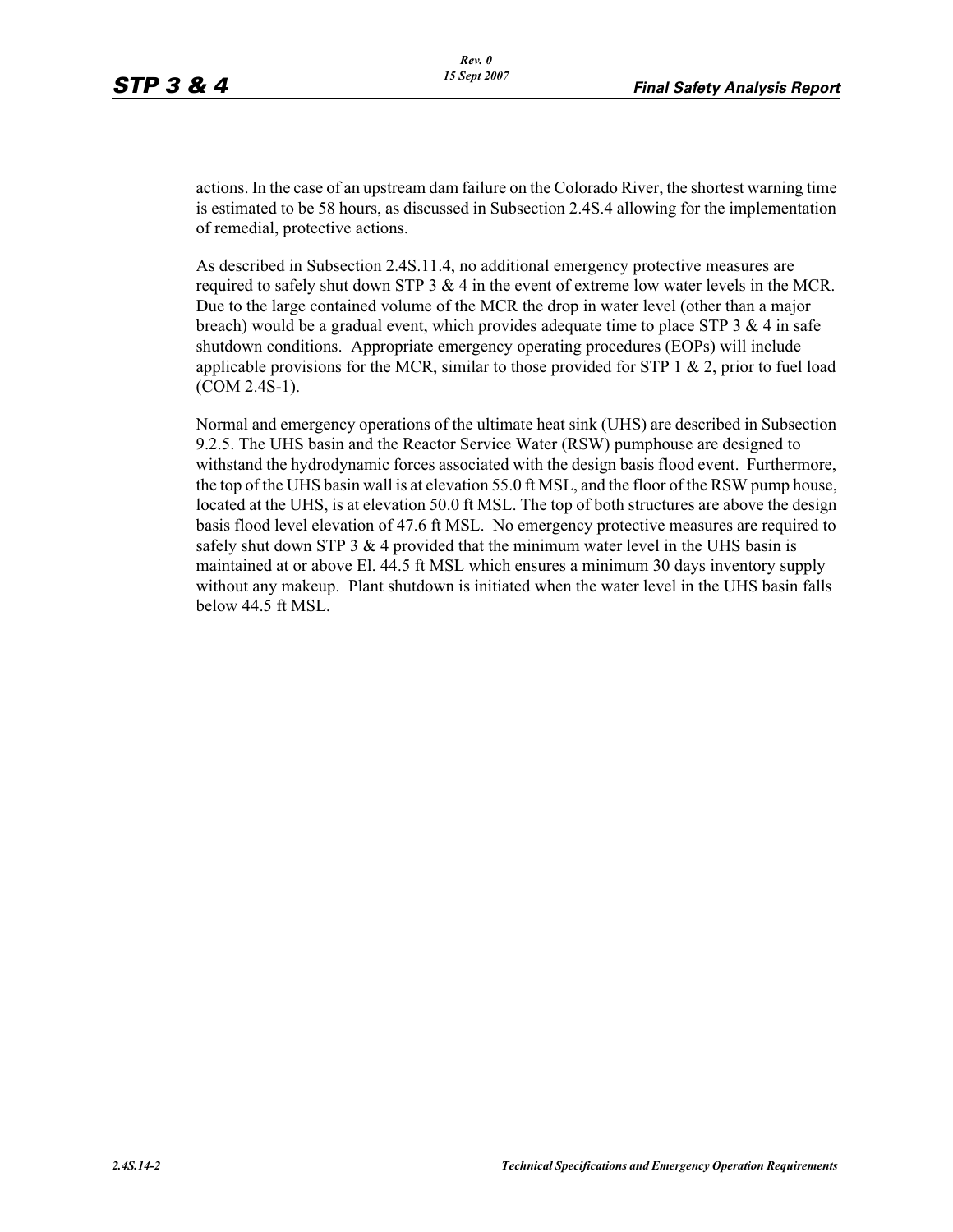actions. In the case of an upstream dam failure on the Colorado River, the shortest warning time is estimated to be 58 hours, as discussed in Subsection 2.4S.4 allowing for the implementation of remedial, protective actions.

As described in Subsection 2.4S.11.4, no additional emergency protective measures are required to safely shut down STP 3 & 4 in the event of extreme low water levels in the MCR. Due to the large contained volume of the MCR the drop in water level (other than a major breach) would be a gradual event, which provides adequate time to place STP 3 & 4 in safe shutdown conditions. Appropriate emergency operating procedures (EOPs) will include applicable provisions for the MCR, similar to those provided for STP 1 & 2, prior to fuel load (COM 2.4S-1).

Normal and emergency operations of the ultimate heat sink (UHS) are described in Subsection 9.2.5. The UHS basin and the Reactor Service Water (RSW) pumphouse are designed to withstand the hydrodynamic forces associated with the design basis flood event. Furthermore, the top of the UHS basin wall is at elevation 55.0 ft MSL, and the floor of the RSW pump house, located at the UHS, is at elevation 50.0 ft MSL. The top of both structures are above the design basis flood level elevation of 47.6 ft MSL. No emergency protective measures are required to safely shut down STP 3 & 4 provided that the minimum water level in the UHS basin is maintained at or above El. 44.5 ft MSL which ensures a minimum 30 days inventory supply without any makeup. Plant shutdown is initiated when the water level in the UHS basin falls below 44.5 ft MSL.